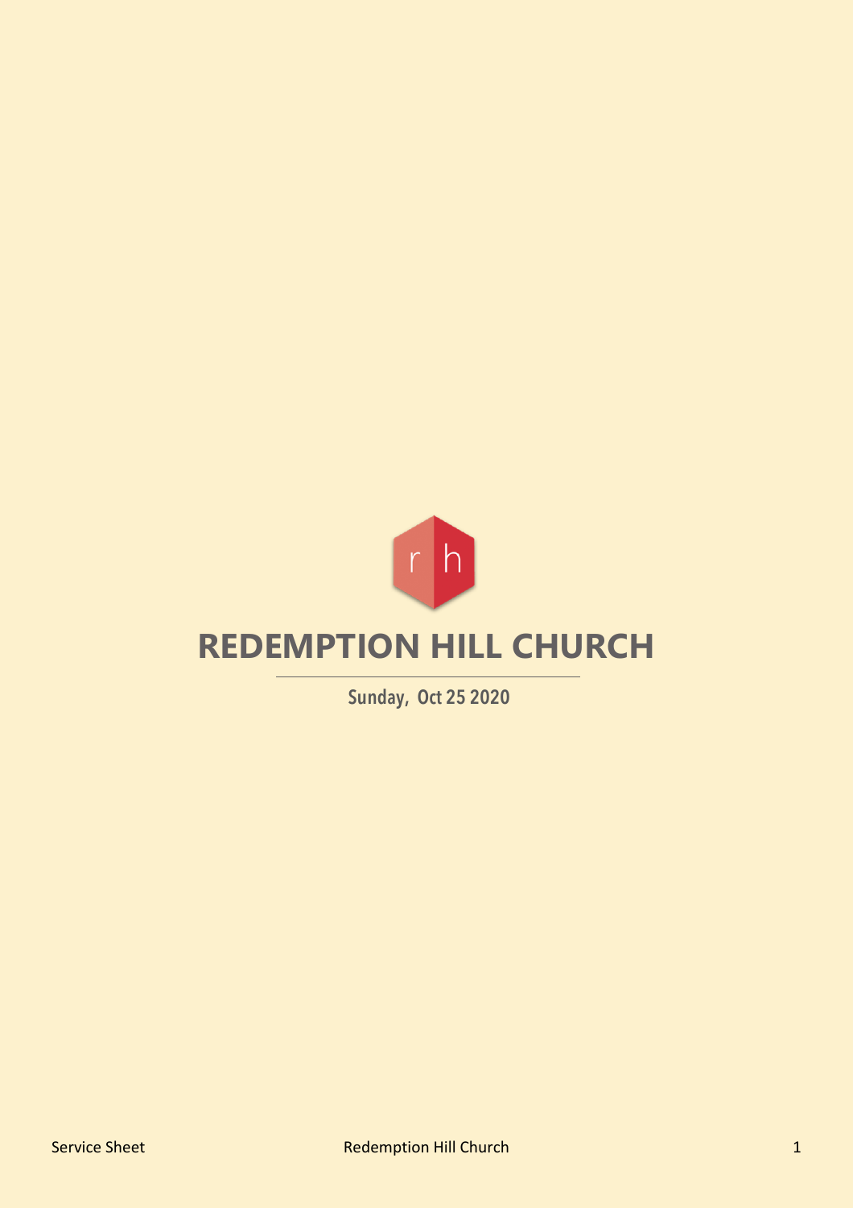r h

# REDEMPTION HILL CHURCH

Sunday, Oct 25 2020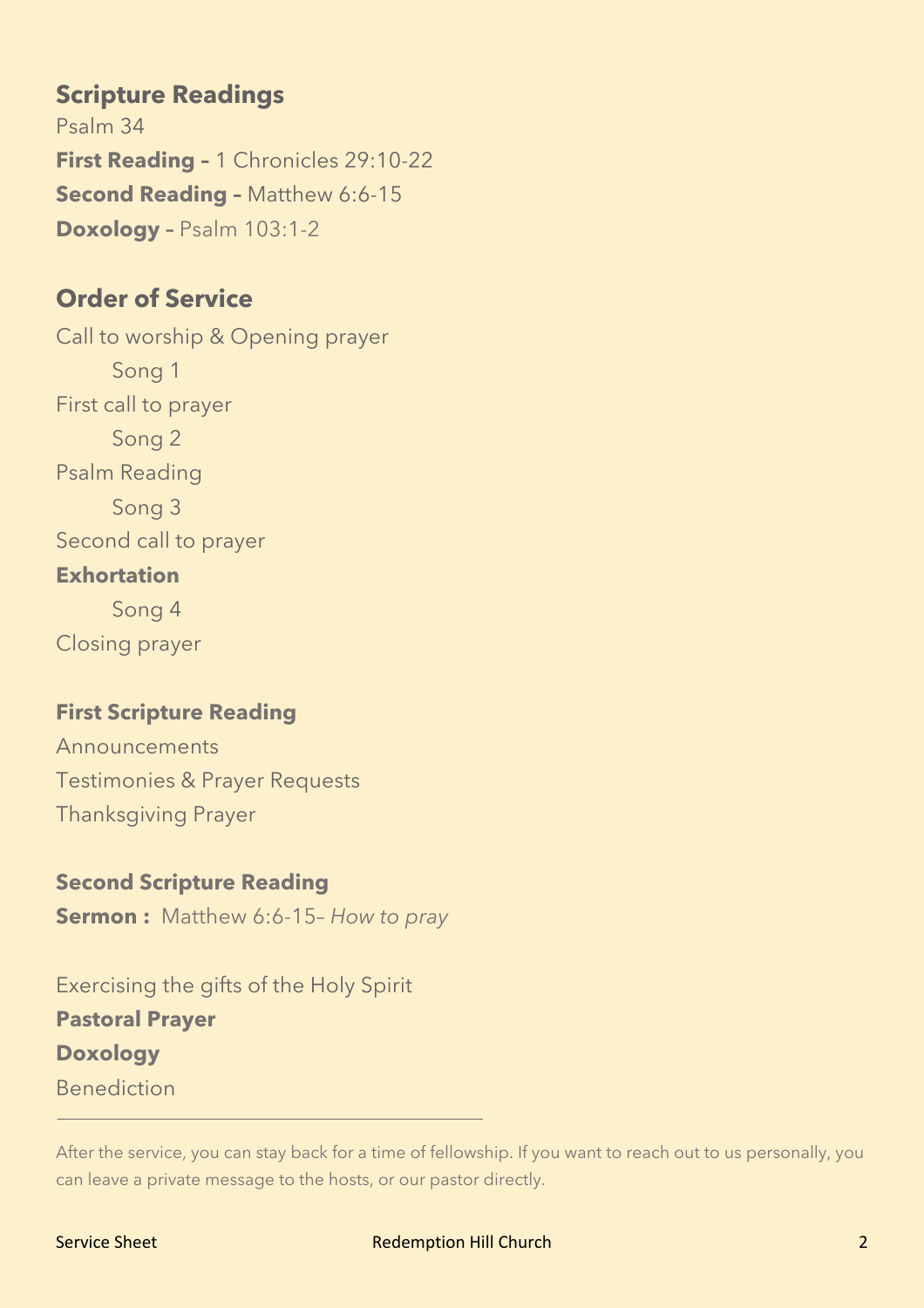## Scripture Readings

Psalm 34
**First Reading –** 1 Chronicles 29:10-22
**Second Reading –** Matthew 6:6-15
**Doxology –** Psalm 103:1-2

## Order of Service

Call to worship & Opening prayer
    Song 1
First call to prayer
    Song 2
Psalm Reading
    Song 3
Second call to prayer
**Exhortation**
    Song 4
Closing prayer

**First Scripture Reading**
Announcements
Testimonies & Prayer Requests
Thanksgiving Prayer

**Second Scripture Reading**
**Sermon :** Matthew 6:6-15– *How to pray*

Exercising the gifts of the Holy Spirit
**Pastoral Prayer**
**Doxology**
Benediction

---

After the service, you can stay back for a time of fellowship. If you want to reach out to us personally, you can leave a private message to the hosts, or our pastor directly.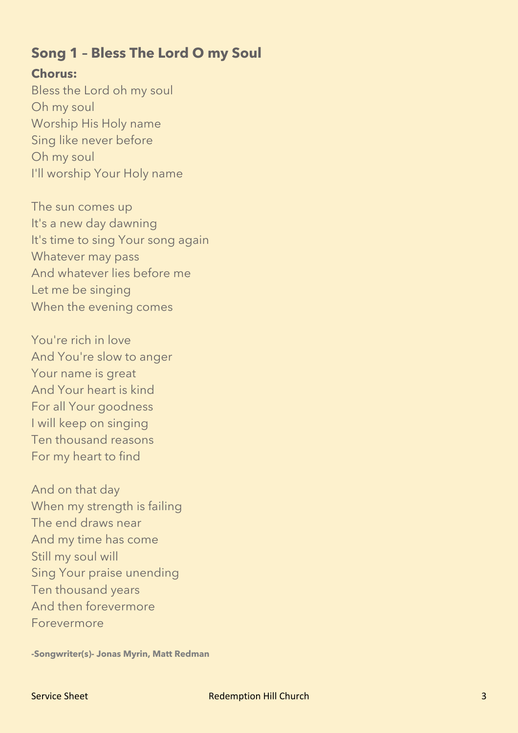## Song 1 – Bless The Lord O my Soul

**Chorus:**

Bless the Lord oh my soul
Oh my soul
Worship His Holy name
Sing like never before
Oh my soul
I'll worship Your Holy name

The sun comes up
It's a new day dawning
It's time to sing Your song again
Whatever may pass
And whatever lies before me
Let me be singing
When the evening comes

You're rich in love
And You're slow to anger
Your name is great
And Your heart is kind
For all Your goodness
I will keep on singing
Ten thousand reasons
For my heart to find

And on that day
When my strength is failing
The end draws near
And my time has come
Still my soul will
Sing Your praise unending
Ten thousand years
And then forevermore
Forevermore

**-Songwriter(s)- Jonas Myrin, Matt Redman**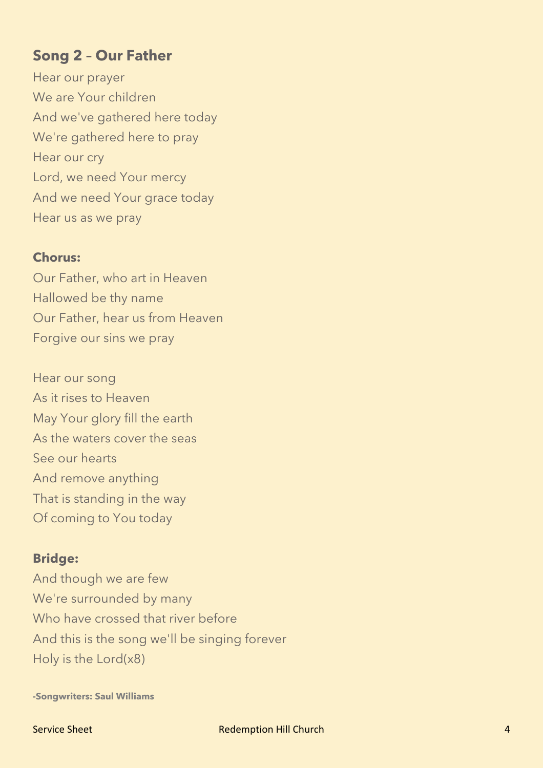## Song 2 – Our Father

Hear our prayer
We are Your children
And we've gathered here today
We're gathered here to pray
Hear our cry
Lord, we need Your mercy
And we need Your grace today
Hear us as we pray

**Chorus:**

Our Father, who art in Heaven
Hallowed be thy name
Our Father, hear us from Heaven
Forgive our sins we pray

Hear our song
As it rises to Heaven
May Your glory fill the earth
As the waters cover the seas
See our hearts
And remove anything
That is standing in the way
Of coming to You today

**Bridge:**

And though we are few
We're surrounded by many
Who have crossed that river before
And this is the song we'll be singing forever
Holy is the Lord(x8)

**-Songwriters: Saul Williams**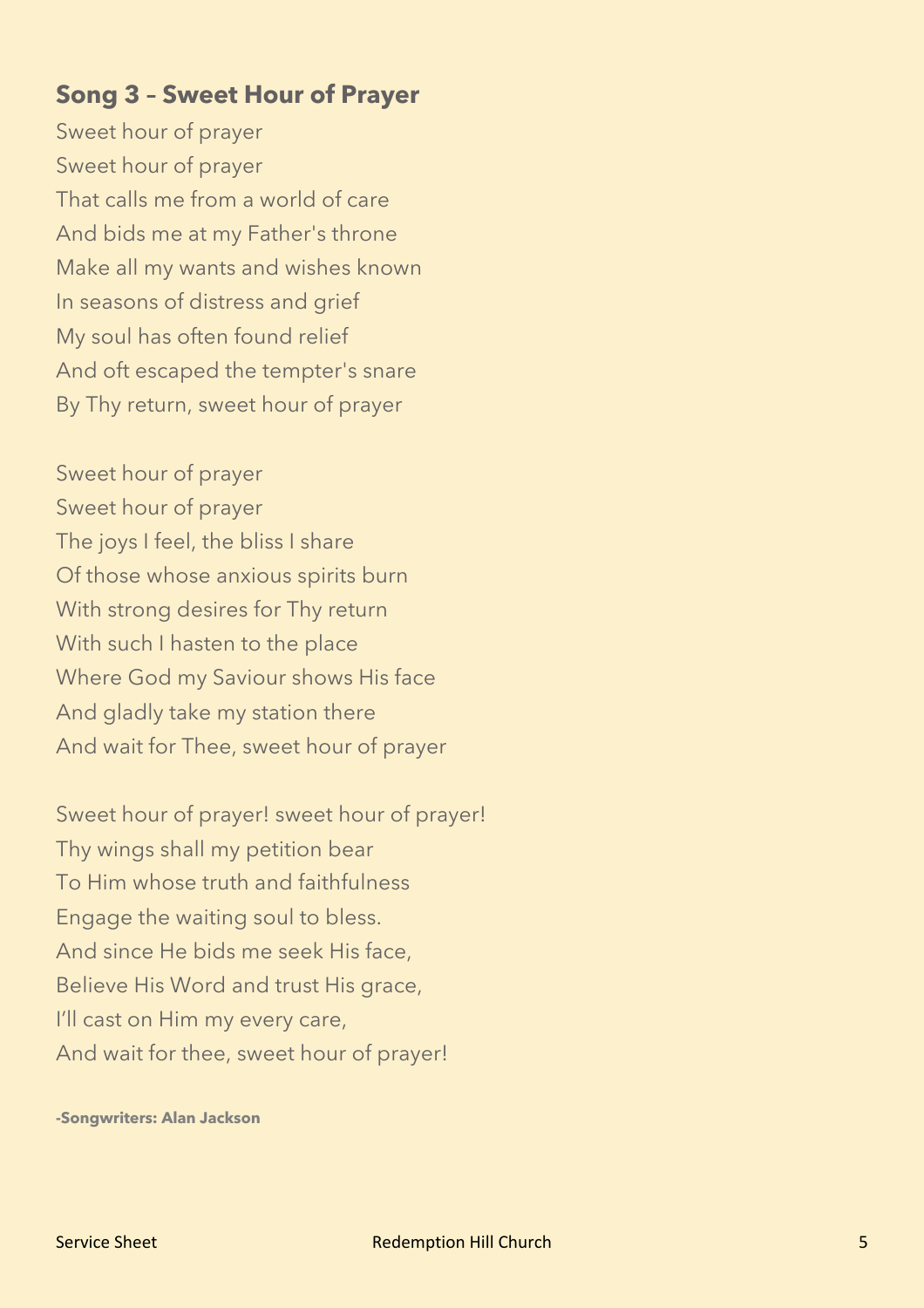## Song 3 – Sweet Hour of Prayer

Sweet hour of prayer
Sweet hour of prayer
That calls me from a world of care
And bids me at my Father's throne
Make all my wants and wishes known
In seasons of distress and grief
My soul has often found relief
And oft escaped the tempter's snare
By Thy return, sweet hour of prayer

Sweet hour of prayer
Sweet hour of prayer
The joys I feel, the bliss I share
Of those whose anxious spirits burn
With strong desires for Thy return
With such I hasten to the place
Where God my Saviour shows His face
And gladly take my station there
And wait for Thee, sweet hour of prayer

Sweet hour of prayer! sweet hour of prayer!
Thy wings shall my petition bear
To Him whose truth and faithfulness
Engage the waiting soul to bless.
And since He bids me seek His face,
Believe His Word and trust His grace,
I'll cast on Him my every care,
And wait for thee, sweet hour of prayer!

**-Songwriters: Alan Jackson**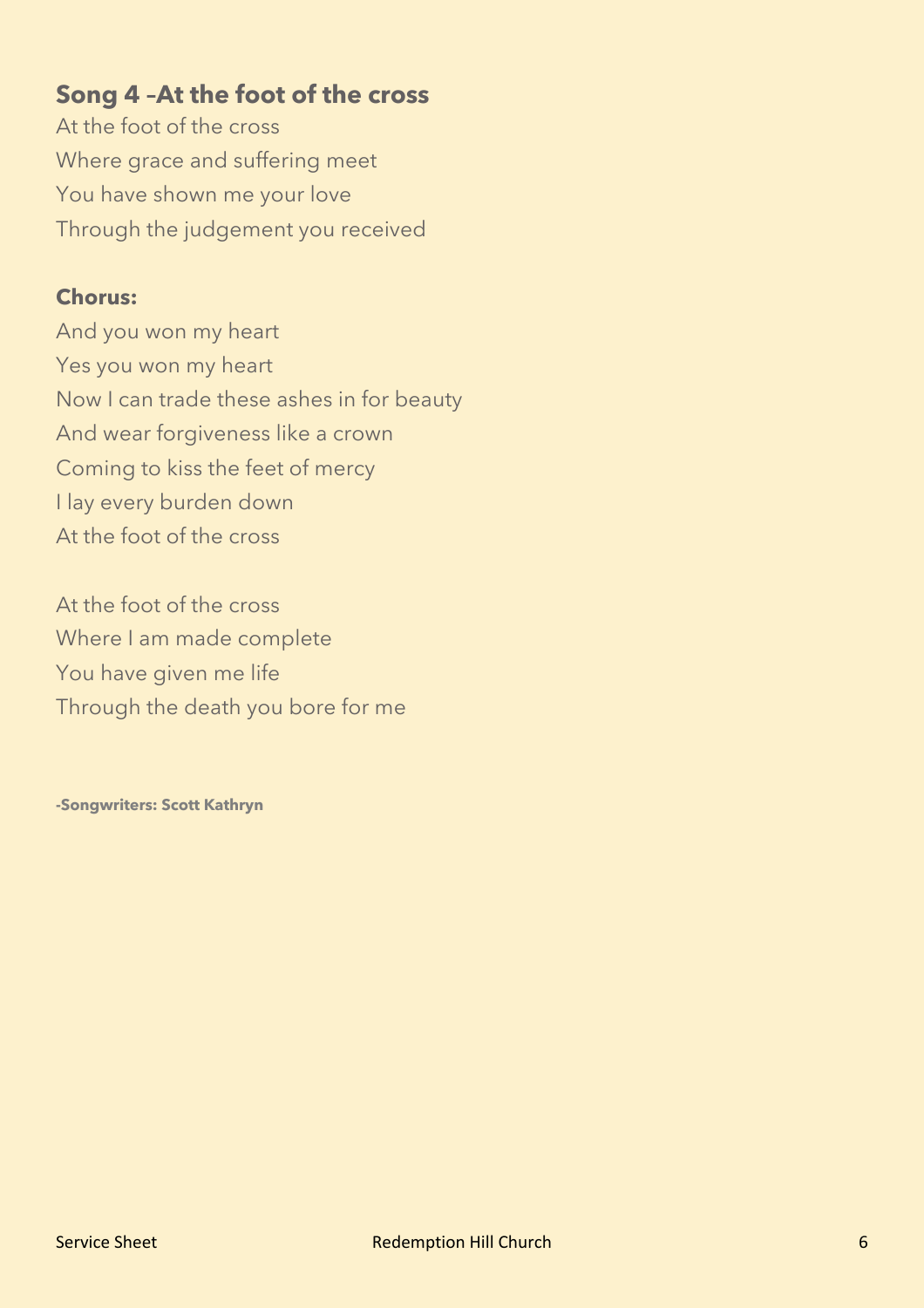## Song 4 –At the foot of the cross

At the foot of the cross
Where grace and suffering meet
You have shown me your love
Through the judgement you received

**Chorus:**

And you won my heart
Yes you won my heart
Now I can trade these ashes in for beauty
And wear forgiveness like a crown
Coming to kiss the feet of mercy
I lay every burden down
At the foot of the cross

At the foot of the cross
Where I am made complete
You have given me life
Through the death you bore for me

**-Songwriters: Scott Kathryn**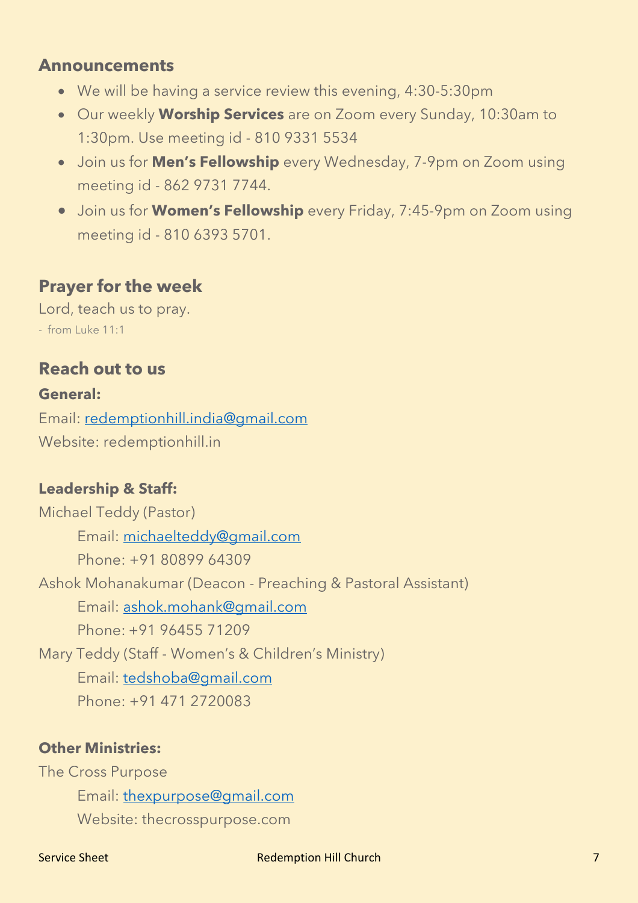## Announcements

- We will be having a service review this evening, 4:30-5:30pm
- Our weekly **Worship Services** are on Zoom every Sunday, 10:30am to 1:30pm. Use meeting id - 810 9331 5534
- Join us for **Men's Fellowship** every Wednesday, 7-9pm on Zoom using meeting id - 862 9731 7744.
- Join us for **Women's Fellowship** every Friday, 7:45-9pm on Zoom using meeting id - 810 6393 5701.

## Prayer for the week

Lord, teach us to pray.

- from Luke 11:1

## Reach out to us

**General:**

Email: redemptionhill.india@gmail.com

Website: redemptionhill.in

**Leadership & Staff:**

Michael Teddy (Pastor)

Email: michaelteddy@gmail.com

Phone: +91 80899 64309

Ashok Mohanakumar (Deacon - Preaching & Pastoral Assistant)

Email: ashok.mohank@gmail.com

Phone: +91 96455 71209

Mary Teddy (Staff - Women's & Children's Ministry)

Email: tedshoba@gmail.com

Phone: +91 471 2720083

**Other Ministries:**

The Cross Purpose

Email: thexpurpose@gmail.com

Website: thecrosspurpose.com